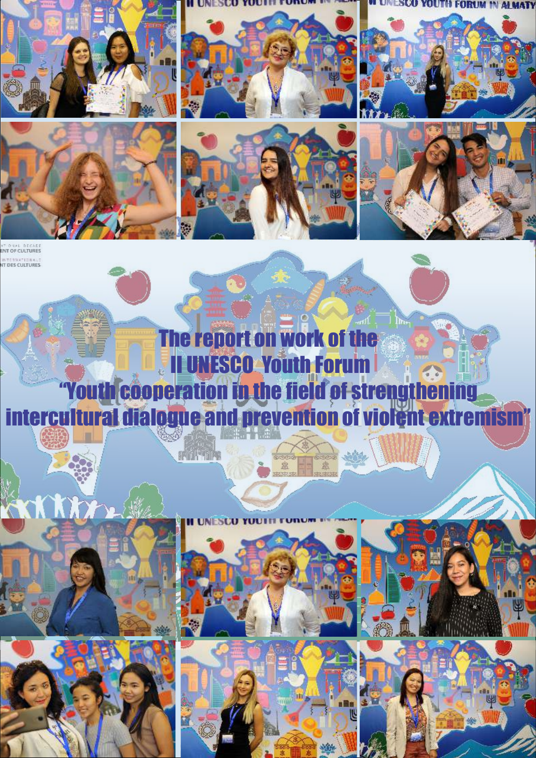# The report on work of the II UNESCO Youth Forum "Youth cooperation in the field of strengthening intercultural dialogue and prevention of violent extremism"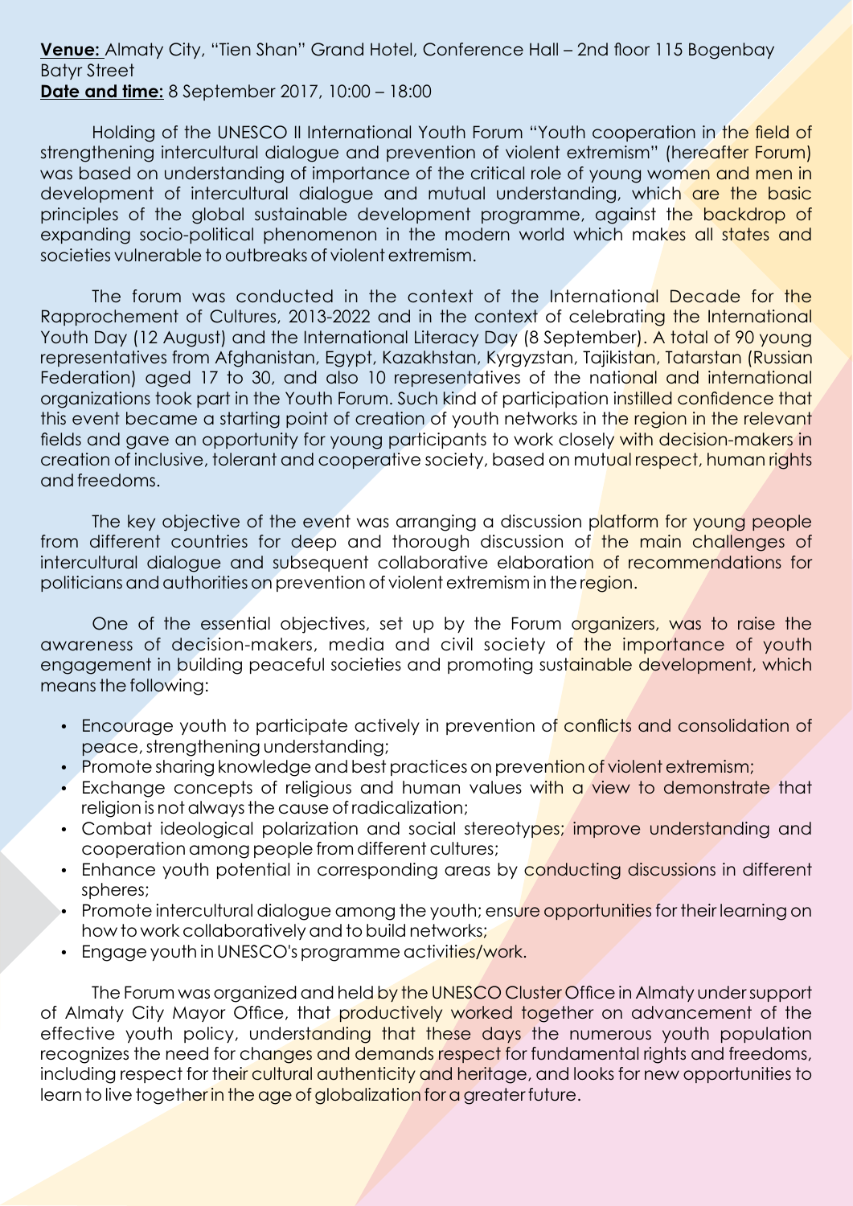**Venue:** Almaty City, "Tien Shan" Grand Hotel, Conference Hall – 2nd floor 115 Bogenbay Batyr Street
**Date and time:** 8 September 2017, 10:00 – 18:00

Holding of the UNESCO II International Youth Forum "Youth cooperation in the field of strengthening intercultural dialogue and prevention of violent extremism" (hereafter Forum) was based on understanding of importance of the critical role of young women and men in development of intercultural dialogue and mutual understanding, which are the basic principles of the global sustainable development programme, against the backdrop of expanding socio-political phenomenon in the modern world which makes all states and societies vulnerable to outbreaks of violent extremism.

The forum was conducted in the context of the International Decade for the Rapprochement of Cultures, 2013-2022 and in the context of celebrating the International Youth Day (12 August) and the International Literacy Day (8 September). A total of 90 young representatives from Afghanistan, Egypt, Kazakhstan, Kyrgyzstan, Tajikistan, Tatarstan (Russian Federation) aged 17 to 30, and also 10 representatives of the national and international organizations took part in the Youth Forum. Such kind of participation instilled confidence that this event became a starting point of creation of youth networks in the region in the relevant fields and gave an opportunity for young participants to work closely with decision-makers in creation of inclusive, tolerant and cooperative society, based on mutual respect, human rights and freedoms.

The key objective of the event was arranging a discussion platform for young people from different countries for deep and thorough discussion of the main challenges of intercultural dialogue and subsequent collaborative elaboration of recommendations for politicians and authorities on prevention of violent extremism in the region.

One of the essential objectives, set up by the Forum organizers, was to raise the awareness of decision-makers, media and civil society of the importance of youth engagement in building peaceful societies and promoting sustainable development, which means the following:

- Encourage youth to participate actively in prevention of conflicts and consolidation of peace, strengthening understanding;
- Promote sharing knowledge and best practices on prevention of violent extremism;
- Exchange concepts of religious and human values with a view to demonstrate that religion is not always the cause of radicalization;
- Combat ideological polarization and social stereotypes; improve understanding and cooperation among people from different cultures;
- Enhance youth potential in corresponding areas by conducting discussions in different spheres;
- Promote intercultural dialogue among the youth; ensure opportunities for their learning on how to work collaboratively and to build networks;
- Engage youth in UNESCO's programme activities/work.

The Forum was organized and held by the UNESCO Cluster Office in Almaty under support of Almaty City Mayor Office, that productively worked together on advancement of the effective youth policy, understanding that these days the numerous youth population recognizes the need for changes and demands respect for fundamental rights and freedoms, including respect for their cultural authenticity and heritage, and looks for new opportunities to learn to live together in the age of globalization for a greater future.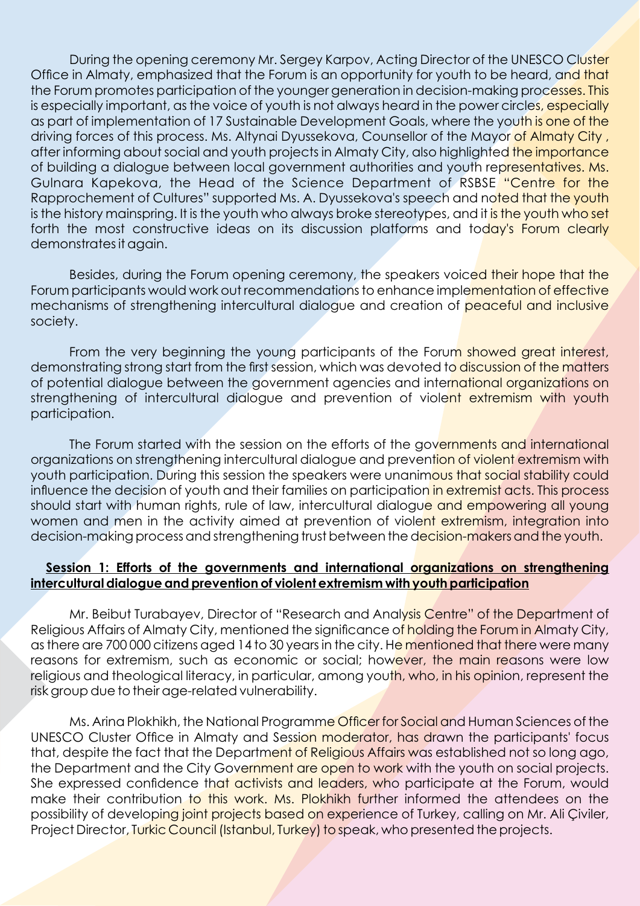During the opening ceremony Mr. Sergey Karpov, Acting Director of the UNESCO Cluster Office in Almaty, emphasized that the Forum is an opportunity for youth to be heard, and that the Forum promotes participation of the younger generation in decision-making processes. This is especially important, as the voice of youth is not always heard in the power circles, especially as part of implementation of 17 Sustainable Development Goals, where the youth is one of the driving forces of this process. Ms. Altynai Dyussekova, Counsellor of the Mayor of Almaty City , after informing about social and youth projects in Almaty City, also highlighted the importance of building a dialogue between local government authorities and youth representatives. Ms. Gulnara Kapekova, the Head of the Science Department of RSBSE "Centre for the Rapprochement of Cultures" supported Ms. A. Dyussekova's speech and noted that the youth is the history mainspring. It is the youth who always broke stereotypes, and it is the youth who set forth the most constructive ideas on its discussion platforms and today's Forum clearly demonstrates it again.

Besides, during the Forum opening ceremony, the speakers voiced their hope that the Forum participants would work out recommendations to enhance implementation of effective mechanisms of strengthening intercultural dialogue and creation of peaceful and inclusive society.

From the very beginning the young participants of the Forum showed great interest, demonstrating strong start from the first session, which was devoted to discussion of the matters of potential dialogue between the government agencies and international organizations on strengthening of intercultural dialogue and prevention of violent extremism with youth participation.

The Forum started with the session on the efforts of the governments and international organizations on strengthening intercultural dialogue and prevention of violent extremism with youth participation. During this session the speakers were unanimous that social stability could influence the decision of youth and their families on participation in extremist acts. This process should start with human rights, rule of law, intercultural dialogue and empowering all young women and men in the activity aimed at prevention of violent extremism, integration into decision-making process and strengthening trust between the decision-makers and the youth.

**Session 1: Efforts of the governments and international organizations on strengthening intercultural dialogue and prevention of violent extremism with youth participation**

Mr. Beibut Turabayev, Director of "Research and Analysis Centre" of the Department of Religious Affairs of Almaty City, mentioned the significance of holding the Forum in Almaty City, as there are 700 000 citizens aged 14 to 30 years in the city. He mentioned that there were many reasons for extremism, such as economic or social; however, the main reasons were low religious and theological literacy, in particular, among youth, who, in his opinion, represent the risk group due to their age-related vulnerability.

Ms. Arina Plokhikh, the National Programme Officer for Social and Human Sciences of the UNESCO Cluster Office in Almaty and Session moderator, has drawn the participants' focus that, despite the fact that the Department of Religious Affairs was established not so long ago, the Department and the City Government are open to work with the youth on social projects. She expressed confidence that activists and leaders, who participate at the Forum, would make their contribution to this work. Ms. Plokhikh further informed the attendees on the possibility of developing joint projects based on experience of Turkey, calling on Mr. Ali Çiviler, Project Director, Turkic Council (Istanbul, Turkey) to speak, who presented the projects.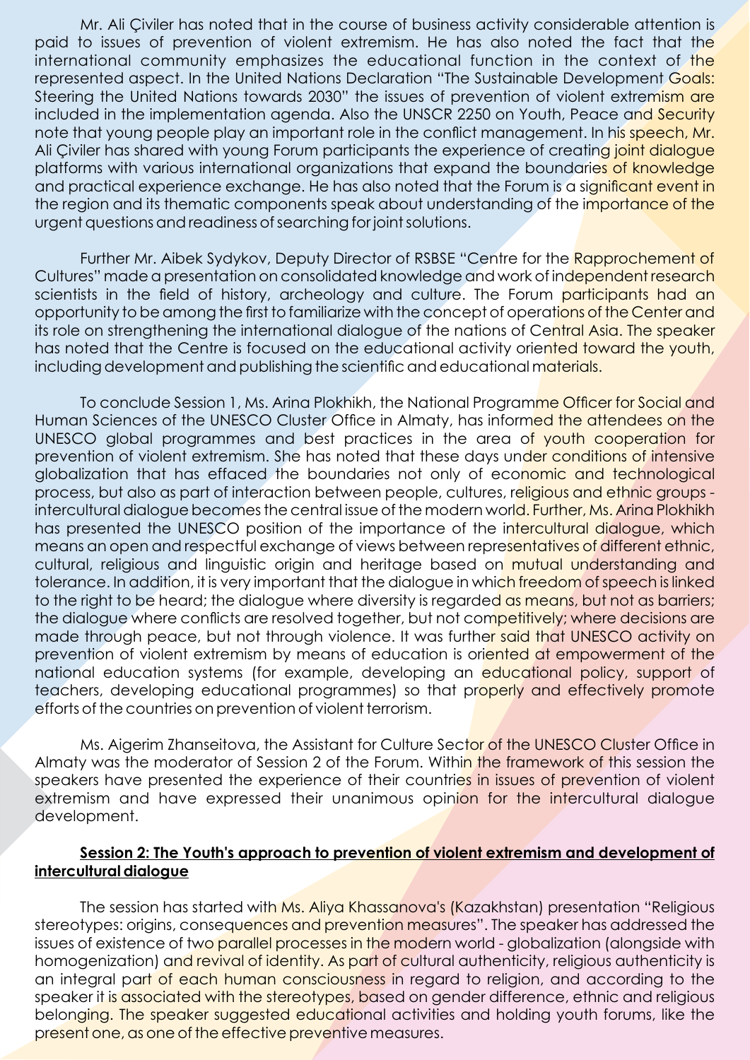Mr. Ali Çiviler has noted that in the course of business activity considerable attention is paid to issues of prevention of violent extremism. He has also noted the fact that the international community emphasizes the educational function in the context of the represented aspect. In the United Nations Declaration "The Sustainable Development Goals: Steering the United Nations towards 2030" the issues of prevention of violent extremism are included in the implementation agenda. Also the UNSCR 2250 on Youth, Peace and Security note that young people play an important role in the conflict management. In his speech, Mr. Ali Çiviler has shared with young Forum participants the experience of creating joint dialogue platforms with various international organizations that expand the boundaries of knowledge and practical experience exchange. He has also noted that the Forum is a significant event in the region and its thematic components speak about understanding of the importance of the urgent questions and readiness of searching for joint solutions.

Further Mr. Aibek Sydykov, Deputy Director of RSBSE "Centre for the Rapprochement of Cultures" made a presentation on consolidated knowledge and work of independent research scientists in the field of history, archeology and culture. The Forum participants had an opportunity to be among the first to familiarize with the concept of operations of the Center and its role on strengthening the international dialogue of the nations of Central Asia. The speaker has noted that the Centre is focused on the educational activity oriented toward the youth, including development and publishing the scientific and educational materials.

To conclude Session 1, Ms. Arina Plokhikh, the National Programme Officer for Social and Human Sciences of the UNESCO Cluster Office in Almaty, has informed the attendees on the UNESCO global programmes and best practices in the area of youth cooperation for prevention of violent extremism. She has noted that these days under conditions of intensive globalization that has effaced the boundaries not only of economic and technological process, but also as part of interaction between people, cultures, religious and ethnic groups - intercultural dialogue becomes the central issue of the modern world. Further, Ms. Arina Plokhikh has presented the UNESCO position of the importance of the intercultural dialogue, which means an open and respectful exchange of views between representatives of different ethnic, cultural, religious and linguistic origin and heritage based on mutual understanding and tolerance. In addition, it is very important that the dialogue in which freedom of speech is linked to the right to be heard; the dialogue where diversity is regarded as means, but not as barriers; the dialogue where conflicts are resolved together, but not competitively; where decisions are made through peace, but not through violence. It was further said that UNESCO activity on prevention of violent extremism by means of education is oriented at empowerment of the national education systems (for example, developing an educational policy, support of teachers, developing educational programmes) so that properly and effectively promote efforts of the countries on prevention of violent terrorism.

Ms. Aigerim Zhanseitova, the Assistant for Culture Sector of the UNESCO Cluster Office in Almaty was the moderator of Session 2 of the Forum. Within the framework of this session the speakers have presented the experience of their countries in issues of prevention of violent extremism and have expressed their unanimous opinion for the intercultural dialogue development.

**Session 2: The Youth's approach to prevention of violent extremism and development of intercultural dialogue**

The session has started with Ms. Aliya Khassanova's (Kazakhstan) presentation "Religious stereotypes: origins, consequences and prevention measures". The speaker has addressed the issues of existence of two parallel processes in the modern world - globalization (alongside with homogenization) and revival of identity. As part of cultural authenticity, religious authenticity is an integral part of each human consciousness in regard to religion, and according to the speaker it is associated with the stereotypes, based on gender difference, ethnic and religious belonging. The speaker suggested educational activities and holding youth forums, like the present one, as one of the effective preventive measures.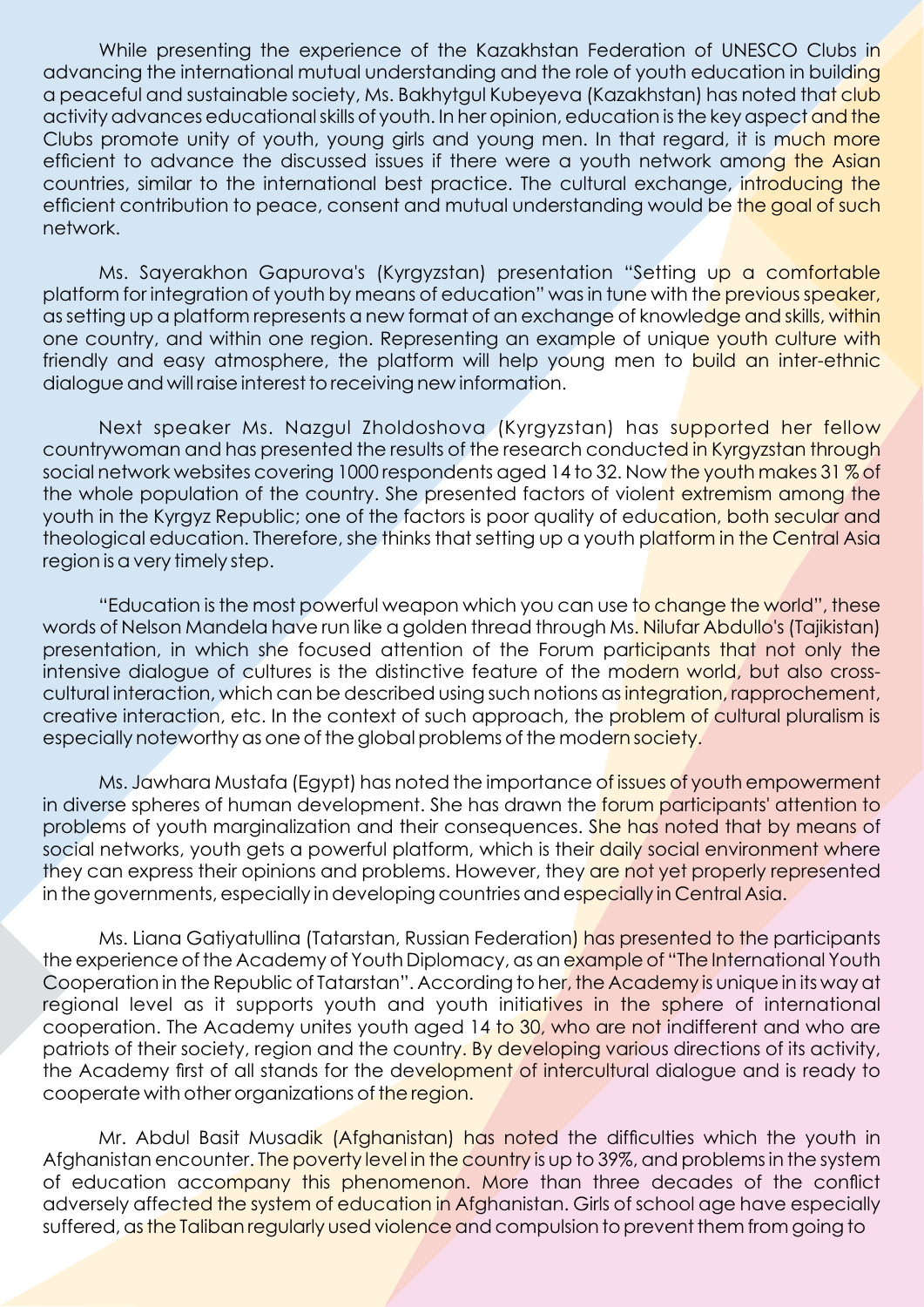While presenting the experience of the Kazakhstan Federation of UNESCO Clubs in advancing the international mutual understanding and the role of youth education in building a peaceful and sustainable society, Ms. Bakhytgul Kubeyeva (Kazakhstan) has noted that club activity advances educational skills of youth. In her opinion, education is the key aspect and the Clubs promote unity of youth, young girls and young men. In that regard, it is much more efficient to advance the discussed issues if there were a youth network among the Asian countries, similar to the international best practice. The cultural exchange, introducing the efficient contribution to peace, consent and mutual understanding would be the goal of such network.

Ms. Sayerakhon Gapurova's (Kyrgyzstan) presentation "Setting up a comfortable platform for integration of youth by means of education" was in tune with the previous speaker, as setting up a platform represents a new format of an exchange of knowledge and skills, within one country, and within one region. Representing an example of unique youth culture with friendly and easy atmosphere, the platform will help young men to build an inter-ethnic dialogue and will raise interest to receiving new information.

Next speaker Ms. Nazgul Zholdoshova (Kyrgyzstan) has supported her fellow countrywoman and has presented the results of the research conducted in Kyrgyzstan through social network websites covering 1000 respondents aged 14 to 32. Now the youth makes 31 % of the whole population of the country. She presented factors of violent extremism among the youth in the Kyrgyz Republic; one of the factors is poor quality of education, both secular and theological education. Therefore, she thinks that setting up a youth platform in the Central Asia region is a very timely step.

"Education is the most powerful weapon which you can use to change the world", these words of Nelson Mandela have run like a golden thread through Ms. Nilufar Abdullo's (Tajikistan) presentation, in which she focused attention of the Forum participants that not only the intensive dialogue of cultures is the distinctive feature of the modern world, but also cross-cultural interaction, which can be described using such notions as integration, rapprochement, creative interaction, etc. In the context of such approach, the problem of cultural pluralism is especially noteworthy as one of the global problems of the modern society.

Ms. Jawhara Mustafa (Egypt) has noted the importance of issues of youth empowerment in diverse spheres of human development. She has drawn the forum participants' attention to problems of youth marginalization and their consequences. She has noted that by means of social networks, youth gets a powerful platform, which is their daily social environment where they can express their opinions and problems. However, they are not yet properly represented in the governments, especially in developing countries and especially in Central Asia.

Ms. Liana Gatiyatullina (Tatarstan, Russian Federation) has presented to the participants the experience of the Academy of Youth Diplomacy, as an example of "The International Youth Cooperation in the Republic of Tatarstan". According to her, the Academy is unique in its way at regional level as it supports youth and youth initiatives in the sphere of international cooperation. The Academy unites youth aged 14 to 30, who are not indifferent and who are patriots of their society, region and the country. By developing various directions of its activity, the Academy first of all stands for the development of intercultural dialogue and is ready to cooperate with other organizations of the region.

Mr. Abdul Basit Musadik (Afghanistan) has noted the difficulties which the youth in Afghanistan encounter. The poverty level in the country is up to 39%, and problems in the system of education accompany this phenomenon. More than three decades of the conflict adversely affected the system of education in Afghanistan. Girls of school age have especially suffered, as the Taliban regularly used violence and compulsion to prevent them from going to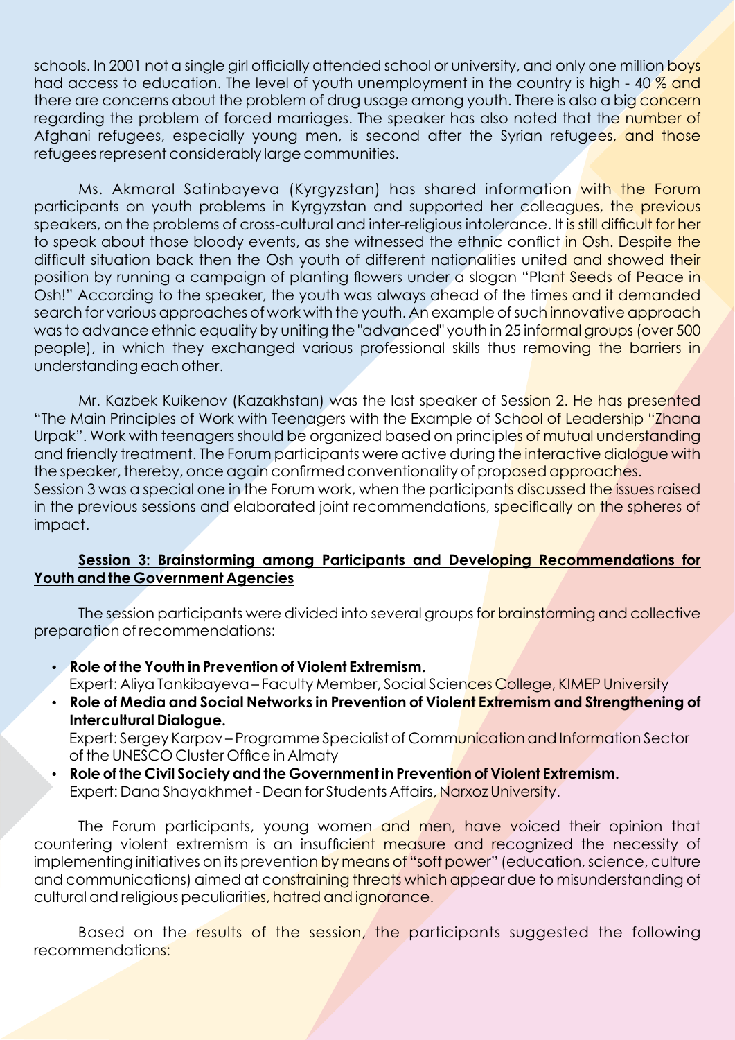schools. In 2001 not a single girl officially attended school or university, and only one million boys had access to education. The level of youth unemployment in the country is high - 40 % and there are concerns about the problem of drug usage among youth. There is also a big concern regarding the problem of forced marriages. The speaker has also noted that the number of Afghani refugees, especially young men, is second after the Syrian refugees, and those refugees represent considerably large communities.

Ms. Akmaral Satinbayeva (Kyrgyzstan) has shared information with the Forum participants on youth problems in Kyrgyzstan and supported her colleagues, the previous speakers, on the problems of cross-cultural and inter-religious intolerance. It is still difficult for her to speak about those bloody events, as she witnessed the ethnic conflict in Osh. Despite the difficult situation back then the Osh youth of different nationalities united and showed their position by running a campaign of planting flowers under a slogan "Plant Seeds of Peace in Osh!" According to the speaker, the youth was always ahead of the times and it demanded search for various approaches of work with the youth. An example of such innovative approach was to advance ethnic equality by uniting the "advanced" youth in 25 informal groups (over 500 people), in which they exchanged various professional skills thus removing the barriers in understanding each other.

Mr. Kazbek Kuikenov (Kazakhstan) was the last speaker of Session 2. He has presented "The Main Principles of Work with Teenagers with the Example of School of Leadership "Zhana Urpak". Work with teenagers should be organized based on principles of mutual understanding and friendly treatment. The Forum participants were active during the interactive dialogue with the speaker, thereby, once again confirmed conventionality of proposed approaches.
Session 3 was a special one in the Forum work, when the participants discussed the issues raised in the previous sessions and elaborated joint recommendations, specifically on the spheres of impact.

**Session 3: Brainstorming among Participants and Developing Recommendations for Youth and the Government Agencies**

The session participants were divided into several groups for brainstorming and collective preparation of recommendations:

- **Role of the Youth in Prevention of Violent Extremism.**
  Expert: Aliya Tankibayeva – Faculty Member, Social Sciences College, KIMEP University
- **Role of Media and Social Networks in Prevention of Violent Extremism and Strengthening of Intercultural Dialogue.**
  Expert: Sergey Karpov – Programme Specialist of Communication and Information Sector of the UNESCO Cluster Office in Almaty
- **Role of the Civil Society and the Government in Prevention of Violent Extremism.**
  Expert: Dana Shayakhmet - Dean for Students Affairs, Narxoz University.

The Forum participants, young women and men, have voiced their opinion that countering violent extremism is an insufficient measure and recognized the necessity of implementing initiatives on its prevention by means of "soft power" (education, science, culture and communications) aimed at constraining threats which appear due to misunderstanding of cultural and religious peculiarities, hatred and ignorance.

Based on the results of the session, the participants suggested the following recommendations: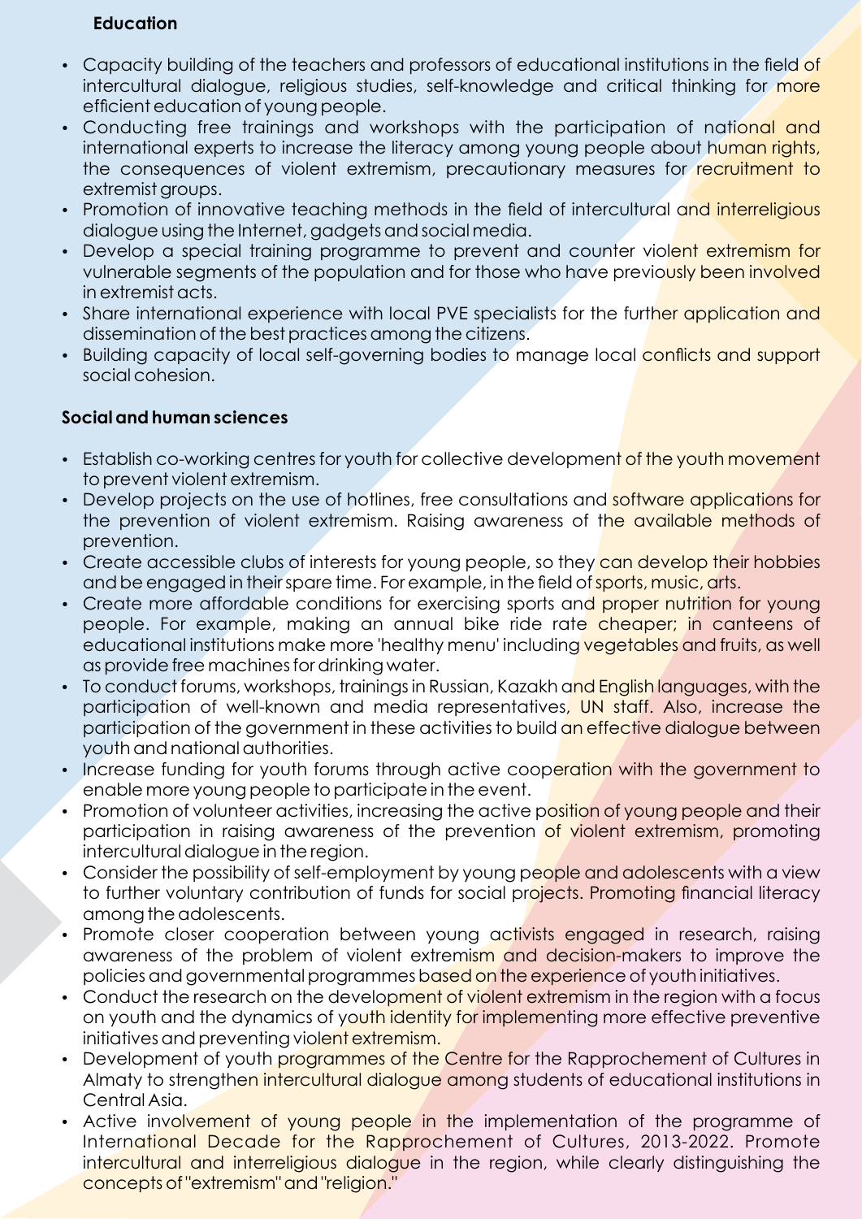**Education**

- Capacity building of the teachers and professors of educational institutions in the field of intercultural dialogue, religious studies, self-knowledge and critical thinking for more efficient education of young people.
- Conducting free trainings and workshops with the participation of national and international experts to increase the literacy among young people about human rights, the consequences of violent extremism, precautionary measures for recruitment to extremist groups.
- Promotion of innovative teaching methods in the field of intercultural and interreligious dialogue using the Internet, gadgets and social media.
- Develop a special training programme to prevent and counter violent extremism for vulnerable segments of the population and for those who have previously been involved in extremist acts.
- Share international experience with local PVE specialists for the further application and dissemination of the best practices among the citizens.
- Building capacity of local self-governing bodies to manage local conflicts and support social cohesion.

**Social and human sciences**

- Establish co-working centres for youth for collective development of the youth movement to prevent violent extremism.
- Develop projects on the use of hotlines, free consultations and software applications for the prevention of violent extremism. Raising awareness of the available methods of prevention.
- Create accessible clubs of interests for young people, so they can develop their hobbies and be engaged in their spare time. For example, in the field of sports, music, arts.
- Create more affordable conditions for exercising sports and proper nutrition for young people. For example, making an annual bike ride rate cheaper; in canteens of educational institutions make more 'healthy menu' including vegetables and fruits, as well as provide free machines for drinking water.
- To conduct forums, workshops, trainings in Russian, Kazakh and English languages, with the participation of well-known and media representatives, UN staff. Also, increase the participation of the government in these activities to build an effective dialogue between youth and national authorities.
- Increase funding for youth forums through active cooperation with the government to enable more young people to participate in the event.
- Promotion of volunteer activities, increasing the active position of young people and their participation in raising awareness of the prevention of violent extremism, promoting intercultural dialogue in the region.
- Consider the possibility of self-employment by young people and adolescents with a view to further voluntary contribution of funds for social projects. Promoting financial literacy among the adolescents.
- Promote closer cooperation between young activists engaged in research, raising awareness of the problem of violent extremism and decision-makers to improve the policies and governmental programmes based on the experience of youth initiatives.
- Conduct the research on the development of violent extremism in the region with a focus on youth and the dynamics of youth identity for implementing more effective preventive initiatives and preventing violent extremism.
- Development of youth programmes of the Centre for the Rapprochement of Cultures in Almaty to strengthen intercultural dialogue among students of educational institutions in Central Asia.
- Active involvement of young people in the implementation of the programme of International Decade for the Rapprochement of Cultures, 2013-2022. Promote intercultural and interreligious dialogue in the region, while clearly distinguishing the concepts of "extremism" and "religion."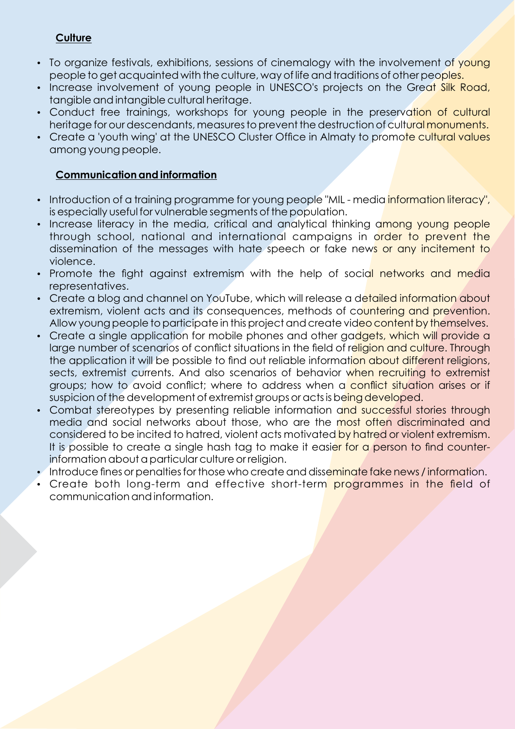## Culture

- To organize festivals, exhibitions, sessions of cinemalogy with the involvement of young people to get acquainted with the culture, way of life and traditions of other peoples.
- Increase involvement of young people in UNESCO's projects on the Great Silk Road, tangible and intangible cultural heritage.
- Conduct free trainings, workshops for young people in the preservation of cultural heritage for our descendants, measures to prevent the destruction of cultural monuments.
- Create a 'youth wing' at the UNESCO Cluster Office in Almaty to promote cultural values among young people.

## Communication and information

- Introduction of a training programme for young people "MIL - media information literacy", is especially useful for vulnerable segments of the population.
- Increase literacy in the media, critical and analytical thinking among young people through school, national and international campaigns in order to prevent the dissemination of the messages with hate speech or fake news or any incitement to violence.
- Promote the fight against extremism with the help of social networks and media representatives.
- Create a blog and channel on YouTube, which will release a detailed information about extremism, violent acts and its consequences, methods of countering and prevention. Allow young people to participate in this project and create video content by themselves.
- Create a single application for mobile phones and other gadgets, which will provide a large number of scenarios of conflict situations in the field of religion and culture. Through the application it will be possible to find out reliable information about different religions, sects, extremist currents. And also scenarios of behavior when recruiting to extremist groups; how to avoid conflict; where to address when a conflict situation arises or if suspicion of the development of extremist groups or acts is being developed.
- Combat stereotypes by presenting reliable information and successful stories through media and social networks about those, who are the most often discriminated and considered to be incited to hatred, violent acts motivated by hatred or violent extremism. It is possible to create a single hash tag to make it easier for a person to find counter-information about a particular culture or religion.
- Introduce fines or penalties for those who create and disseminate fake news / information.
- Create both long-term and effective short-term programmes in the field of communication and information.